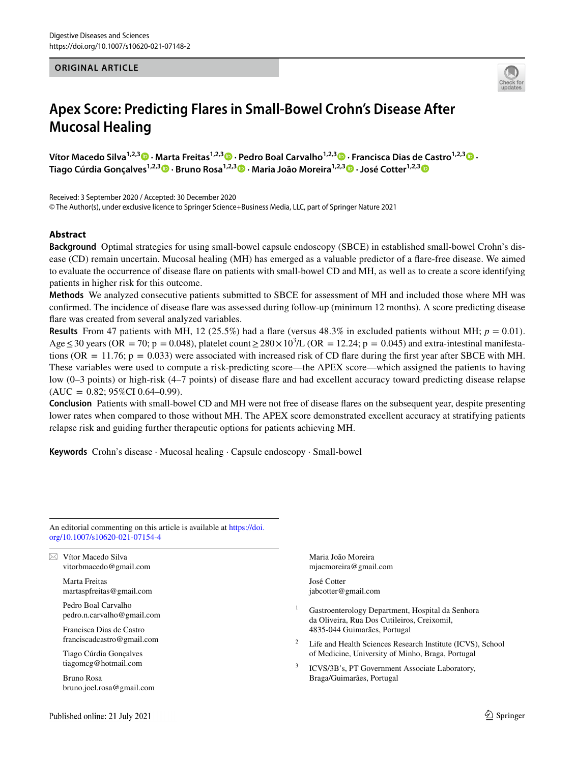ORIGINAL ARTICLE

# Apex Score: Predicting Flares in Small-Bowel Crohn's Disease After Mucosal Healing

**Vítor Macedo Silva[1,2,3] · Marta Freitas[1,2,3] · Pedro Boal Carvalho[1,2,3] · Francisca Dias de Castro[1,2,3] · Tiago Cúrdia Gonçalves[1,2,3] · Bruno Rosa[1,2,3] · Maria João Moreira[1,2,3] · José Cotter[1,2,3]**

Received: 3 September 2020 / Accepted: 30 December 2020
© The Author(s), under exclusive licence to Springer Science+Business Media, LLC, part of Springer Nature 2021

## Abstract

**Background** Optimal strategies for using small-bowel capsule endoscopy (SBCE) in established small-bowel Crohn's disease (CD) remain uncertain. Mucosal healing (MH) has emerged as a valuable predictor of a flare-free disease. We aimed to evaluate the occurrence of disease flare on patients with small-bowel CD and MH, as well as to create a score identifying patients in higher risk for this outcome.

**Methods** We analyzed consecutive patients submitted to SBCE for assessment of MH and included those where MH was confirmed. The incidence of disease flare was assessed during follow-up (minimum 12 months). A score predicting disease flare was created from several analyzed variables.

**Results** From 47 patients with MH, 12 (25.5%) had a flare (versus 48.3% in excluded patients without MH; $p = 0.01$). Age ≤ 30 years (OR = 70; p = 0.048), platelet count ≥ $280 \times 10^3$/L (OR = 12.24; p = 0.045) and extra-intestinal manifestations (OR = 11.76; p = 0.033) were associated with increased risk of CD flare during the first year after SBCE with MH. These variables were used to compute a risk-predicting score—the APEX score—which assigned the patients to having low (0–3 points) or high-risk (4–7 points) of disease flare and had excellent accuracy toward predicting disease relapse (AUC = 0.82; 95%CI 0.64–0.99).

**Conclusion** Patients with small-bowel CD and MH were not free of disease flares on the subsequent year, despite presenting lower rates when compared to those without MH. The APEX score demonstrated excellent accuracy at stratifying patients relapse risk and guiding further therapeutic options for patients achieving MH.

**Keywords** Crohn's disease · Mucosal healing · Capsule endoscopy · Small-bowel

An editorial commenting on this article is available at https://doi.org/10.1007/s10620-021-07154-4

✉ Vítor Macedo Silva
vitorbmacedo@gmail.com

Marta Freitas
martaspfreitas@gmail.com

Pedro Boal Carvalho
pedro.n.carvalho@gmail.com

Francisca Dias de Castro
franciscadcastro@gmail.com

Tiago Cúrdia Gonçalves
tiagomcg@hotmail.com

Bruno Rosa
bruno.joel.rosa@gmail.com

Maria João Moreira
mjacmoreira@gmail.com

José Cotter
jabcotter@gmail.com

[1] Gastroenterology Department, Hospital da Senhora da Oliveira, Rua Dos Cutileiros, Creixomil, 4835-044 Guimarães, Portugal

[2] Life and Health Sciences Research Institute (ICVS), School of Medicine, University of Minho, Braga, Portugal

[3] ICVS/3B's, PT Government Associate Laboratory, Braga/Guimarães, Portugal

Published online: 21 July 2021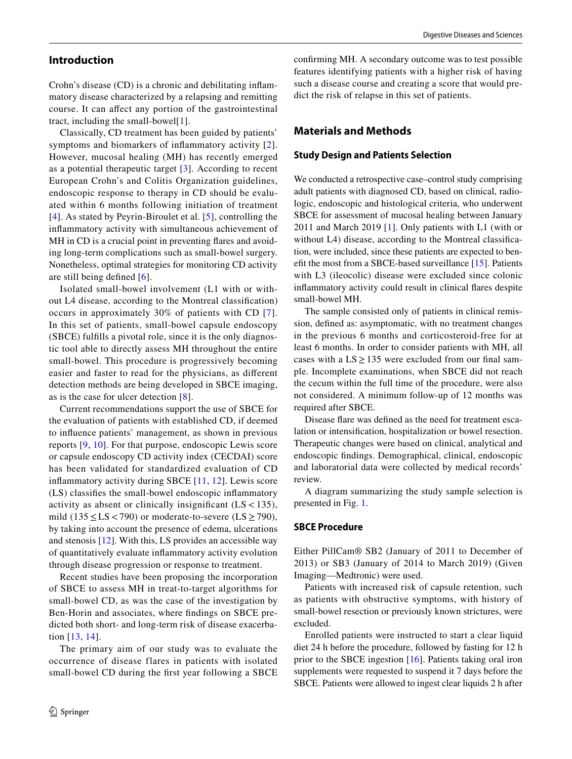## Introduction

Crohn's disease (CD) is a chronic and debilitating inflammatory disease characterized by a relapsing and remitting course. It can affect any portion of the gastrointestinal tract, including the small-bowel[1].

Classically, CD treatment has been guided by patients' symptoms and biomarkers of inflammatory activity [2]. However, mucosal healing (MH) has recently emerged as a potential therapeutic target [3]. According to recent European Crohn's and Colitis Organization guidelines, endoscopic response to therapy in CD should be evaluated within 6 months following initiation of treatment [4]. As stated by Peyrin-Biroulet et al. [5], controlling the inflammatory activity with simultaneous achievement of MH in CD is a crucial point in preventing flares and avoiding long-term complications such as small-bowel surgery. Nonetheless, optimal strategies for monitoring CD activity are still being defined [6].

Isolated small-bowel involvement (L1 with or without L4 disease, according to the Montreal classification) occurs in approximately 30% of patients with CD [7]. In this set of patients, small-bowel capsule endoscopy (SBCE) fulfills a pivotal role, since it is the only diagnostic tool able to directly assess MH throughout the entire small-bowel. This procedure is progressively becoming easier and faster to read for the physicians, as different detection methods are being developed in SBCE imaging, as is the case for ulcer detection [8].

Current recommendations support the use of SBCE for the evaluation of patients with established CD, if deemed to influence patients' management, as shown in previous reports [9, 10]. For that purpose, endoscopic Lewis score or capsule endoscopy CD activity index (CECDAI) score has been validated for standardized evaluation of CD inflammatory activity during SBCE [11, 12]. Lewis score (LS) classifies the small-bowel endoscopic inflammatory activity as absent or clinically insignificant (LS < 135), mild (135 ≤ LS < 790) or moderate-to-severe (LS ≥ 790), by taking into account the presence of edema, ulcerations and stenosis [12]. With this, LS provides an accessible way of quantitatively evaluate inflammatory activity evolution through disease progression or response to treatment.

Recent studies have been proposing the incorporation of SBCE to assess MH in treat-to-target algorithms for small-bowel CD, as was the case of the investigation by Ben-Horin and associates, where findings on SBCE predicted both short- and long-term risk of disease exacerbation [13, 14].

The primary aim of our study was to evaluate the occurrence of disease flares in patients with isolated small-bowel CD during the first year following a SBCE confirming MH. A secondary outcome was to test possible features identifying patients with a higher risk of having such a disease course and creating a score that would predict the risk of relapse in this set of patients.

## Materials and Methods

### Study Design and Patients Selection

We conducted a retrospective case–control study comprising adult patients with diagnosed CD, based on clinical, radiologic, endoscopic and histological criteria, who underwent SBCE for assessment of mucosal healing between January 2011 and March 2019 [1]. Only patients with L1 (with or without L4) disease, according to the Montreal classification, were included, since these patients are expected to benefit the most from a SBCE-based surveillance [15]. Patients with L3 (ileocolic) disease were excluded since colonic inflammatory activity could result in clinical flares despite small-bowel MH.

The sample consisted only of patients in clinical remission, defined as: asymptomatic, with no treatment changes in the previous 6 months and corticosteroid-free for at least 6 months. In order to consider patients with MH, all cases with a LS ≥ 135 were excluded from our final sample. Incomplete examinations, when SBCE did not reach the cecum within the full time of the procedure, were also not considered. A minimum follow-up of 12 months was required after SBCE.

Disease flare was defined as the need for treatment escalation or intensification, hospitalization or bowel resection. Therapeutic changes were based on clinical, analytical and endoscopic findings. Demographical, clinical, endoscopic and laboratorial data were collected by medical records' review.

A diagram summarizing the study sample selection is presented in Fig. 1.

### SBCE Procedure

Either PillCam® SB2 (January of 2011 to December of 2013) or SB3 (January of 2014 to March 2019) (Given Imaging—Medtronic) were used.

Patients with increased risk of capsule retention, such as patients with obstructive symptoms, with history of small-bowel resection or previously known strictures, were excluded.

Enrolled patients were instructed to start a clear liquid diet 24 h before the procedure, followed by fasting for 12 h prior to the SBCE ingestion [16]. Patients taking oral iron supplements were requested to suspend it 7 days before the SBCE. Patients were allowed to ingest clear liquids 2 h after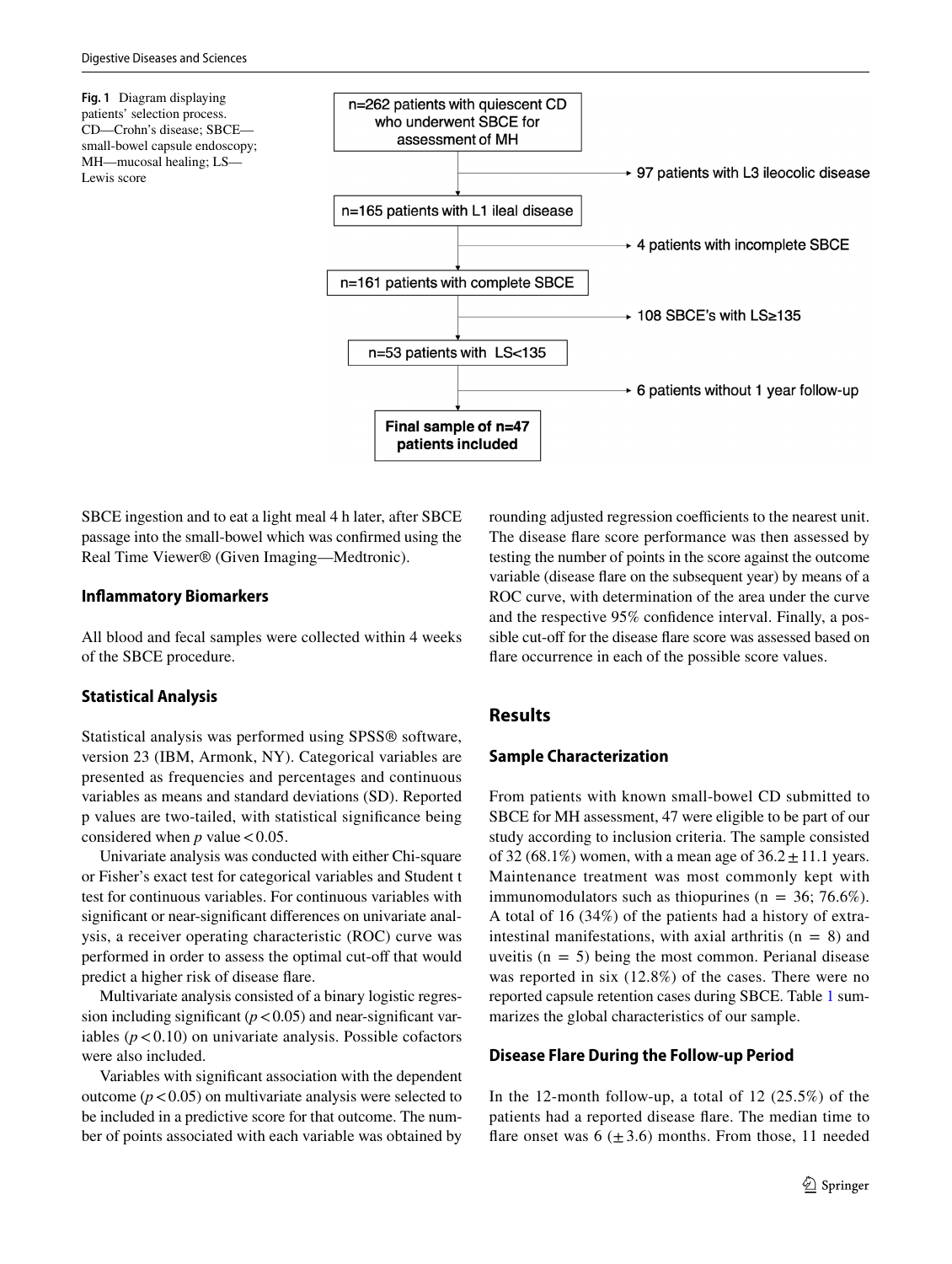n=262 patients with quiescent CD who underwent SBCE for assessment of MH

97 patients with L3 ileocolic disease

n=165 patients with L1 ileal disease

4 patients with incomplete SBCE

n=161 patients with complete SBCE

108 SBCE's with LS≥135

n=53 patients with LS<135

6 patients without 1 year follow-up

Final sample of n=47 patients included

**Fig. 1** Diagram displaying patients' selection process. CD—Crohn's disease; SBCE—small-bowel capsule endoscopy; MH—mucosal healing; LS—Lewis score

SBCE ingestion and to eat a light meal 4 h later, after SBCE passage into the small-bowel which was confirmed using the Real Time Viewer® (Given Imaging—Medtronic).

### Inflammatory Biomarkers

All blood and fecal samples were collected within 4 weeks of the SBCE procedure.

### Statistical Analysis

Statistical analysis was performed using SPSS® software, version 23 (IBM, Armonk, NY). Categorical variables are presented as frequencies and percentages and continuous variables as means and standard deviations (SD). Reported p values are two-tailed, with statistical significance being considered when $p$ value < 0.05.

Univariate analysis was conducted with either Chi-square or Fisher's exact test for categorical variables and Student t test for continuous variables. For continuous variables with significant or near-significant differences on univariate analysis, a receiver operating characteristic (ROC) curve was performed in order to assess the optimal cut-off that would predict a higher risk of disease flare.

Multivariate analysis consisted of a binary logistic regression including significant ($p < 0.05$) and near-significant variables ($p < 0.10$) on univariate analysis. Possible cofactors were also included.

Variables with significant association with the dependent outcome ($p < 0.05$) on multivariate analysis were selected to be included in a predictive score for that outcome. The number of points associated with each variable was obtained by rounding adjusted regression coefficients to the nearest unit. The disease flare score performance was then assessed by testing the number of points in the score against the outcome variable (disease flare on the subsequent year) by means of a ROC curve, with determination of the area under the curve and the respective 95% confidence interval. Finally, a possible cut-off for the disease flare score was assessed based on flare occurrence in each of the possible score values.

## Results

### Sample Characterization

From patients with known small-bowel CD submitted to SBCE for MH assessment, 47 were eligible to be part of our study according to inclusion criteria. The sample consisted of 32 (68.1%) women, with a mean age of 36.2 ± 11.1 years. Maintenance treatment was most commonly kept with immunomodulators such as thiopurines (n = 36; 76.6%). A total of 16 (34%) of the patients had a history of extra-intestinal manifestations, with axial arthritis (n = 8) and uveitis (n = 5) being the most common. Perianal disease was reported in six (12.8%) of the cases. There were no reported capsule retention cases during SBCE. Table 1 summarizes the global characteristics of our sample.

### Disease Flare During the Follow-up Period

In the 12-month follow-up, a total of 12 (25.5%) of the patients had a reported disease flare. The median time to flare onset was 6 (± 3.6) months. From those, 11 needed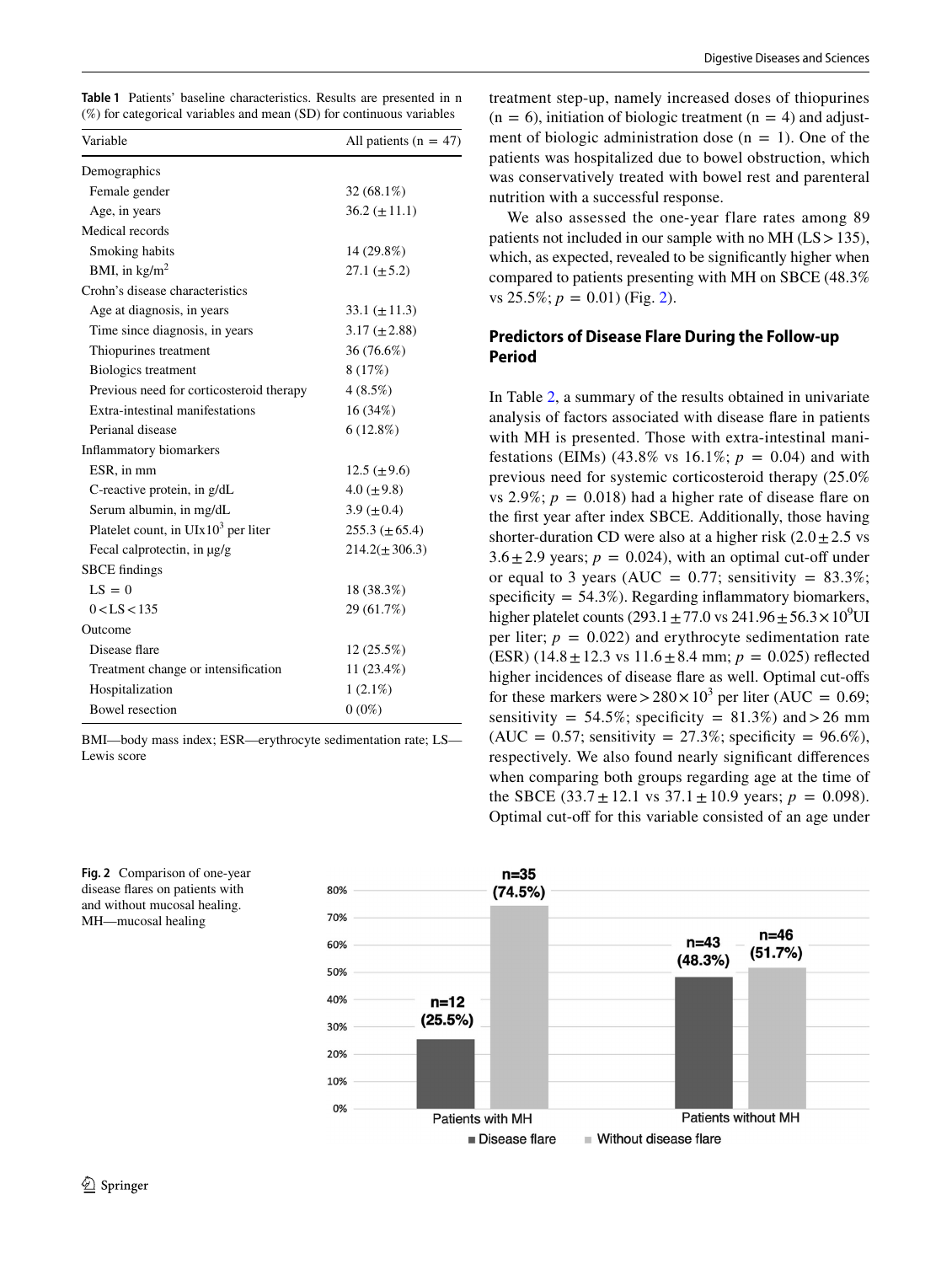**Table 1** Patients' baseline characteristics. Results are presented in n (%) for categorical variables and mean (SD) for continuous variables

| Variable | All patients (n = 47) |
|---|---|
| Demographics | |
| Female gender | 32 (68.1%) |
| Age, in years | 36.2 (±11.1) |
| Medical records | |
| Smoking habits | 14 (29.8%) |
| BMI, in kg/m$^2$ | 27.1 (±5.2) |
| Crohn's disease characteristics | |
| Age at diagnosis, in years | 33.1 (±11.3) |
| Time since diagnosis, in years | 3.17 (±2.88) |
| Thiopurines treatment | 36 (76.6%) |
| Biologics treatment | 8 (17%) |
| Previous need for corticosteroid therapy | 4 (8.5%) |
| Extra-intestinal manifestations | 16 (34%) |
| Perianal disease | 6 (12.8%) |
| Inflammatory biomarkers | |
| ESR, in mm | 12.5 (±9.6) |
| C-reactive protein, in g/dL | 4.0 (±9.8) |
| Serum albumin, in mg/dL | 3.9 (±0.4) |
| Platelet count, in UIx10$^3$ per liter | 255.3 (±65.4) |
| Fecal calprotectin, in µg/g | 214.2(±306.3) |
| SBCE findings | |
| LS = 0 | 18 (38.3%) |
| 0 < LS < 135 | 29 (61.7%) |
| Outcome | |
| Disease flare | 12 (25.5%) |
| Treatment change or intensification | 11 (23.4%) |
| Hospitalization | 1 (2.1%) |
| Bowel resection | 0 (0%) |

BMI—body mass index; ESR—erythrocyte sedimentation rate; LS—Lewis score

treatment step-up, namely increased doses of thiopurines (n = 6), initiation of biologic treatment (n = 4) and adjustment of biologic administration dose (n = 1). One of the patients was hospitalized due to bowel obstruction, which was conservatively treated with bowel rest and parenteral nutrition with a successful response.

We also assessed the one-year flare rates among 89 patients not included in our sample with no MH (LS > 135), which, as expected, revealed to be significantly higher when compared to patients presenting with MH on SBCE (48.3% vs 25.5%; $p = 0.01$) (Fig. 2).

## Predictors of Disease Flare During the Follow-up Period

In Table 2, a summary of the results obtained in univariate analysis of factors associated with disease flare in patients with MH is presented. Those with extra-intestinal manifestations (EIMs) (43.8% vs 16.1%; $p = 0.04$) and with previous need for systemic corticosteroid therapy (25.0% vs 2.9%; $p = 0.018$) had a higher rate of disease flare on the first year after index SBCE. Additionally, those having shorter-duration CD were also at a higher risk (2.0 ± 2.5 vs 3.6 ± 2.9 years; $p = 0.024$), with an optimal cut-off under or equal to 3 years (AUC = 0.77; sensitivity = 83.3%; specificity = 54.3%). Regarding inflammatory biomarkers, higher platelet counts (293.1 ± 77.0 vs 241.96 ± 56.3 × $10^9$UI per liter; $p = 0.022$) and erythrocyte sedimentation rate (ESR) (14.8 ± 12.3 vs 11.6 ± 8.4 mm; $p = 0.025$) reflected higher incidences of disease flare as well. Optimal cut-offs for these markers were > 280 × $10^3$ per liter (AUC = 0.69; sensitivity = 54.5%; specificity = 81.3%) and > 26 mm (AUC = 0.57; sensitivity = 27.3%; specificity = 96.6%), respectively. We also found nearly significant differences when comparing both groups regarding age at the time of the SBCE (33.7 ± 12.1 vs 37.1 ± 10.9 years; $p = 0.098$). Optimal cut-off for this variable consisted of an age under

**Fig. 2** Comparison of one-year disease flares on patients with and without mucosal healing. MH—mucosal healing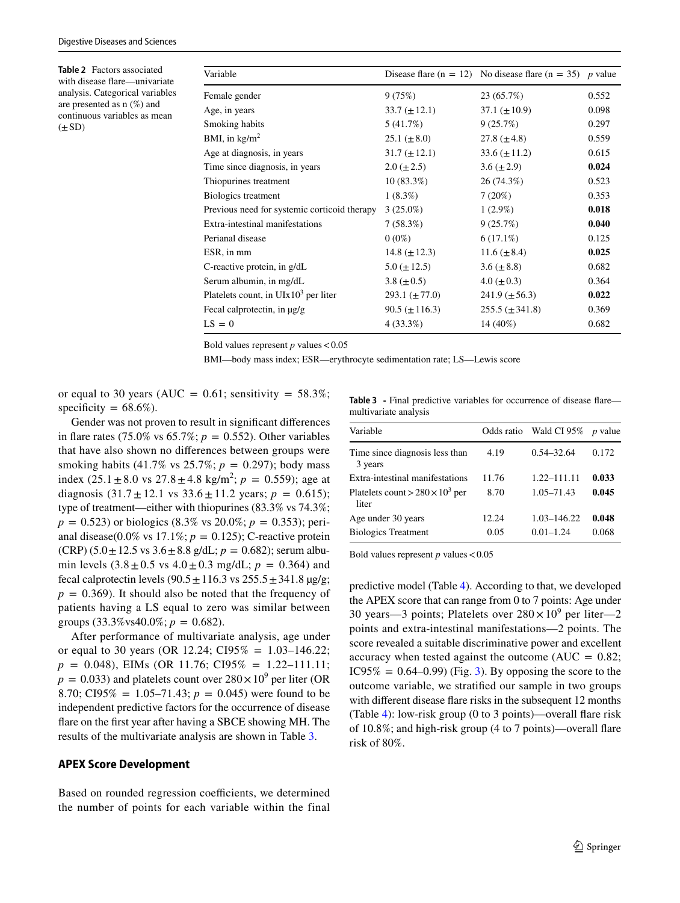**Table 2** Factors associated with disease flare—univariate analysis. Categorical variables are presented as n (%) and continuous variables as mean (±SD)

| Variable | Disease flare (n = 12) | No disease flare (n = 35) | *p* value |
|---|---|---|---|
| Female gender | 9 (75%) | 23 (65.7%) | 0.552 |
| Age, in years | 33.7 (±12.1) | 37.1 (±10.9) | 0.098 |
| Smoking habits | 5 (41.7%) | 9 (25.7%) | 0.297 |
| BMI, in kg/m$^2$ | 25.1 (±8.0) | 27.8 (±4.8) | 0.559 |
| Age at diagnosis, in years | 31.7 (±12.1) | 33.6 (±11.2) | 0.615 |
| Time since diagnosis, in years | 2.0 (±2.5) | 3.6 (±2.9) | **0.024** |
| Thiopurines treatment | 10 (83.3%) | 26 (74.3%) | 0.523 |
| Biologics treatment | 1 (8.3%) | 7 (20%) | 0.353 |
| Previous need for systemic corticoid therapy | 3 (25.0%) | 1 (2.9%) | **0.018** |
| Extra-intestinal manifestations | 7 (58.3%) | 9 (25.7%) | **0.040** |
| Perianal disease | 0 (0%) | 6 (17.1%) | 0.125 |
| ESR, in mm | 14.8 (±12.3) | 11.6 (±8.4) | **0.025** |
| C-reactive protein, in g/dL | 5.0 (±12.5) | 3.6 (±8.8) | 0.682 |
| Serum albumin, in mg/dL | 3.8 (±0.5) | 4.0 (±0.3) | 0.364 |
| Platelets count, in UIx10$^3$ per liter | 293.1 (±77.0) | 241.9 (±56.3) | **0.022** |
| Fecal calprotectin, in μg/g | 90.5 (±116.3) | 255.5 (±341.8) | 0.369 |
| LS = 0 | 4 (33.3%) | 14 (40%) | 0.682 |

Bold values represent *p* values < 0.05

BMI—body mass index; ESR—erythrocyte sedimentation rate; LS—Lewis score

or equal to 30 years (AUC = 0.61; sensitivity = 58.3%; specificity = 68.6%).

Gender was not proven to result in significant differences in flare rates (75.0% vs 65.7%; $p = 0.552$). Other variables that have also shown no differences between groups were smoking habits (41.7% vs 25.7%; $p = 0.297$); body mass index (25.1 ± 8.0 vs 27.8 ± 4.8 kg/m$^2$; $p = 0.559$); age at diagnosis (31.7 ± 12.1 vs 33.6 ± 11.2 years; $p = 0.615$); type of treatment—either with thiopurines (83.3% vs 74.3%; $p = 0.523$) or biologics (8.3% vs 20.0%; $p = 0.353$); perianal disease(0.0% vs 17.1%; $p = 0.125$); C-reactive protein (CRP) (5.0 ± 12.5 vs 3.6 ± 8.8 g/dL; $p = 0.682$); serum albumin levels (3.8 ± 0.5 vs 4.0 ± 0.3 mg/dL; $p = 0.364$) and fecal calprotectin levels (90.5 ± 116.3 vs 255.5 ± 341.8 μg/g; $p = 0.369$). It should also be noted that the frequency of patients having a LS equal to zero was similar between groups (33.3%vs40.0%; $p = 0.682$).

After performance of multivariate analysis, age under or equal to 30 years (OR 12.24; CI95% = 1.03–146.22; $p = 0.048$), EIMs (OR 11.76; CI95% = 1.22–111.11; $p = 0.033$) and platelets count over $280 \times 10^9$ per liter (OR 8.70; CI95% = 1.05–71.43; $p = 0.045$) were found to be independent predictive factors for the occurrence of disease flare on the first year after having a SBCE showing MH. The results of the multivariate analysis are shown in Table 3.

**Table 3** - Final predictive variables for occurrence of disease flare—multivariate analysis

| Variable | Odds ratio | Wald CI 95% | *p* value |
|---|---|---|---|
| Time since diagnosis less than 3 years | 4.19 | 0.54–32.64 | 0.172 |
| Extra-intestinal manifestations | 11.76 | 1.22–111.11 | **0.033** |
| Platelets count > 280 × 10$^3$ per liter | 8.70 | 1.05–71.43 | **0.045** |
| Age under 30 years | 12.24 | 1.03–146.22 | **0.048** |
| Biologics Treatment | 0.05 | 0.01–1.24 | 0.068 |

Bold values represent *p* values < 0.05

## APEX Score Development

Based on rounded regression coefficients, we determined the number of points for each variable within the final predictive model (Table 4). According to that, we developed the APEX score that can range from 0 to 7 points: Age under 30 years—3 points; Platelets over $280 \times 10^9$ per liter—2 points and extra-intestinal manifestations—2 points. The score revealed a suitable discriminative power and excellent accuracy when tested against the outcome (AUC = 0.82; IC95% = 0.64–0.99) (Fig. 3). By opposing the score to the outcome variable, we stratified our sample in two groups with different disease flare risks in the subsequent 12 months (Table 4): low-risk group (0 to 3 points)—overall flare risk of 10.8%; and high-risk group (4 to 7 points)—overall flare risk of 80%.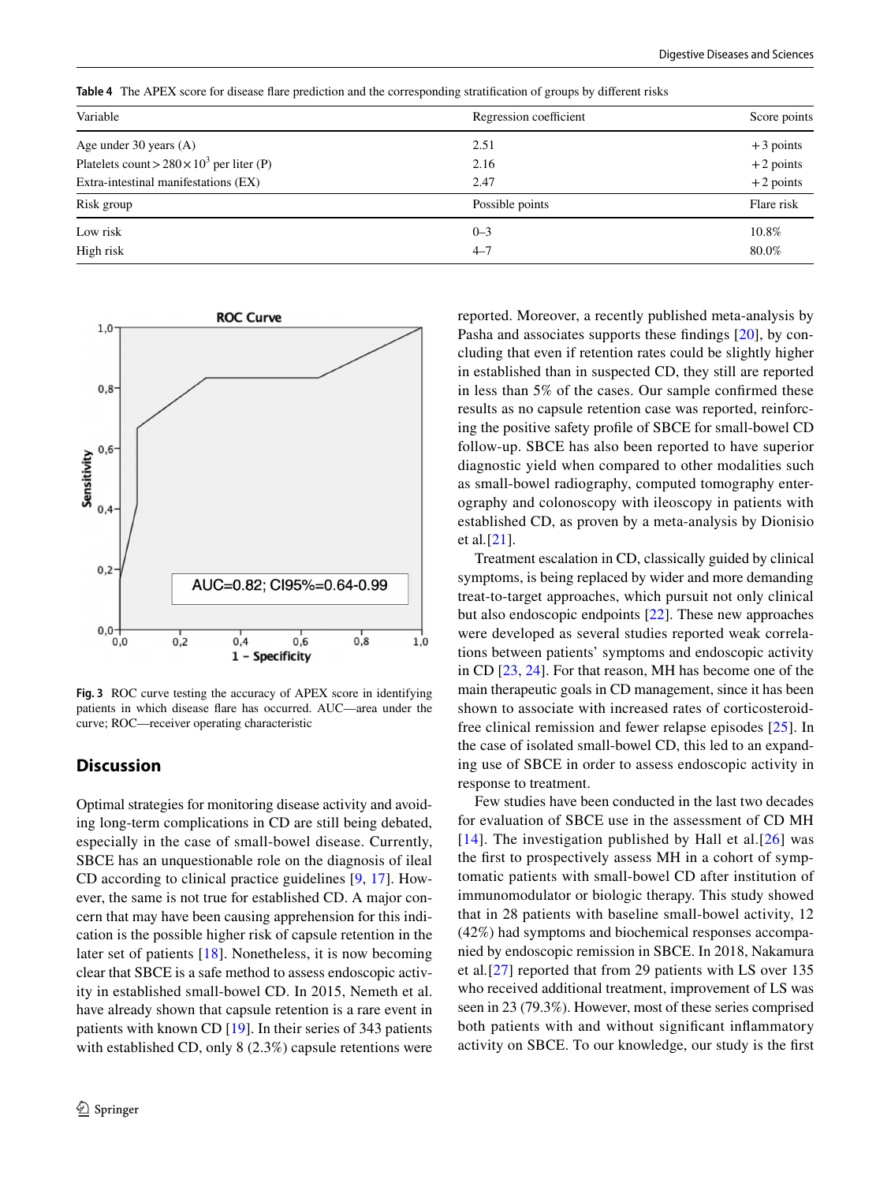**Table 4** The APEX score for disease flare prediction and the corresponding stratification of groups by different risks

| Variable | Regression coefficient | Score points |
|---|---|---|
| Age under 30 years (A) | 2.51 | +3 points |
| Platelets count > 280 × $10^3$ per liter (P) | 2.16 | +2 points |
| Extra-intestinal manifestations (EX) | 2.47 | +2 points |
| **Risk group** | **Possible points** | **Flare risk** |
| Low risk | 0–3 | 10.8% |
| High risk | 4–7 | 80.0% |

ROC Curve

Sensitivity

1 – Specificity

1,0
0,8
0,6
0,4
0,2
0,0

0,0 0,2 0,4 0,6 0,8 1,0

AUC=0.82; CI95%=0.64-0.99

**Fig. 3** ROC curve testing the accuracy of APEX score in identifying patients in which disease flare has occurred. AUC—area under the curve; ROC—receiver operating characteristic

## Discussion

Optimal strategies for monitoring disease activity and avoiding long-term complications in CD are still being debated, especially in the case of small-bowel disease. Currently, SBCE has an unquestionable role on the diagnosis of ileal CD according to clinical practice guidelines [9, 17]. However, the same is not true for established CD. A major concern that may have been causing apprehension for this indication is the possible higher risk of capsule retention in the later set of patients [18]. Nonetheless, it is now becoming clear that SBCE is a safe method to assess endoscopic activity in established small-bowel CD. In 2015, Nemeth et al. have already shown that capsule retention is a rare event in patients with known CD [19]. In their series of 343 patients with established CD, only 8 (2.3%) capsule retentions were reported. Moreover, a recently published meta-analysis by Pasha and associates supports these findings [20], by concluding that even if retention rates could be slightly higher in established than in suspected CD, they still are reported in less than 5% of the cases. Our sample confirmed these results as no capsule retention case was reported, reinforcing the positive safety profile of SBCE for small-bowel CD follow-up. SBCE has also been reported to have superior diagnostic yield when compared to other modalities such as small-bowel radiography, computed tomography enterography and colonoscopy with ileoscopy in patients with established CD, as proven by a meta-analysis by Dionisio et al.[21].

Treatment escalation in CD, classically guided by clinical symptoms, is being replaced by wider and more demanding treat-to-target approaches, which pursuit not only clinical but also endoscopic endpoints [22]. These new approaches were developed as several studies reported weak correlations between patients' symptoms and endoscopic activity in CD [23, 24]. For that reason, MH has become one of the main therapeutic goals in CD management, since it has been shown to associate with increased rates of corticosteroid-free clinical remission and fewer relapse episodes [25]. In the case of isolated small-bowel CD, this led to an expanding use of SBCE in order to assess endoscopic activity in response to treatment.

Few studies have been conducted in the last two decades for evaluation of SBCE use in the assessment of CD MH [14]. The investigation published by Hall et al.[26] was the first to prospectively assess MH in a cohort of symptomatic patients with small-bowel CD after institution of immunomodulator or biologic therapy. This study showed that in 28 patients with baseline small-bowel activity, 12 (42%) had symptoms and biochemical responses accompanied by endoscopic remission in SBCE. In 2018, Nakamura et al.[27] reported that from 29 patients with LS over 135 who received additional treatment, improvement of LS was seen in 23 (79.3%). However, most of these series comprised both patients with and without significant inflammatory activity on SBCE. To our knowledge, our study is the first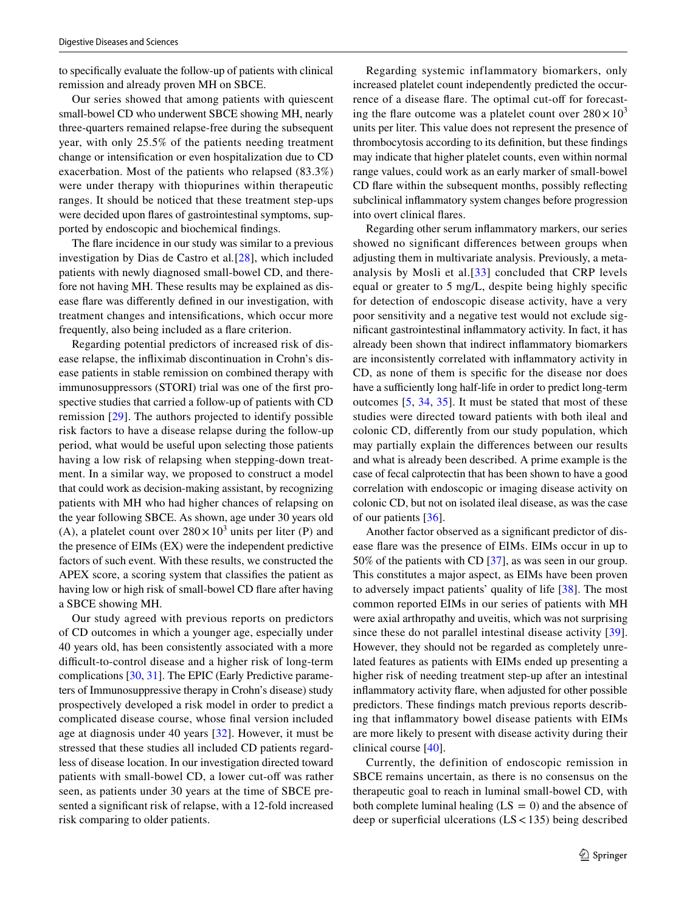to specifically evaluate the follow-up of patients with clinical remission and already proven MH on SBCE.

Our series showed that among patients with quiescent small-bowel CD who underwent SBCE showing MH, nearly three-quarters remained relapse-free during the subsequent year, with only 25.5% of the patients needing treatment change or intensification or even hospitalization due to CD exacerbation. Most of the patients who relapsed (83.3%) were under therapy with thiopurines within therapeutic ranges. It should be noticed that these treatment step-ups were decided upon flares of gastrointestinal symptoms, supported by endoscopic and biochemical findings.

The flare incidence in our study was similar to a previous investigation by Dias de Castro et al.[28], which included patients with newly diagnosed small-bowel CD, and therefore not having MH. These results may be explained as disease flare was differently defined in our investigation, with treatment changes and intensifications, which occur more frequently, also being included as a flare criterion.

Regarding potential predictors of increased risk of disease relapse, the infliximab discontinuation in Crohn's disease patients in stable remission on combined therapy with immunosuppressors (STORI) trial was one of the first prospective studies that carried a follow-up of patients with CD remission [29]. The authors projected to identify possible risk factors to have a disease relapse during the follow-up period, what would be useful upon selecting those patients having a low risk of relapsing when stepping-down treatment. In a similar way, we proposed to construct a model that could work as decision-making assistant, by recognizing patients with MH who had higher chances of relapsing on the year following SBCE. As shown, age under 30 years old (A), a platelet count over $280 \times 10^3$ units per liter (P) and the presence of EIMs (EX) were the independent predictive factors of such event. With these results, we constructed the APEX score, a scoring system that classifies the patient as having low or high risk of small-bowel CD flare after having a SBCE showing MH.

Our study agreed with previous reports on predictors of CD outcomes in which a younger age, especially under 40 years old, has been consistently associated with a more difficult-to-control disease and a higher risk of long-term complications [30, 31]. The EPIC (Early Predictive parameters of Immunosuppressive therapy in Crohn's disease) study prospectively developed a risk model in order to predict a complicated disease course, whose final version included age at diagnosis under 40 years [32]. However, it must be stressed that these studies all included CD patients regardless of disease location. In our investigation directed toward patients with small-bowel CD, a lower cut-off was rather seen, as patients under 30 years at the time of SBCE presented a significant risk of relapse, with a 12-fold increased risk comparing to older patients.

Regarding systemic inflammatory biomarkers, only increased platelet count independently predicted the occurrence of a disease flare. The optimal cut-off for forecasting the flare outcome was a platelet count over $280 \times 10^3$ units per liter. This value does not represent the presence of thrombocytosis according to its definition, but these findings may indicate that higher platelet counts, even within normal range values, could work as an early marker of small-bowel CD flare within the subsequent months, possibly reflecting subclinical inflammatory system changes before progression into overt clinical flares.

Regarding other serum inflammatory markers, our series showed no significant differences between groups when adjusting them in multivariate analysis. Previously, a meta-analysis by Mosli et al.[33] concluded that CRP levels equal or greater to 5 mg/L, despite being highly specific for detection of endoscopic disease activity, have a very poor sensitivity and a negative test would not exclude significant gastrointestinal inflammatory activity. In fact, it has already been shown that indirect inflammatory biomarkers are inconsistently correlated with inflammatory activity in CD, as none of them is specific for the disease nor does have a sufficiently long half-life in order to predict long-term outcomes [5, 34, 35]. It must be stated that most of these studies were directed toward patients with both ileal and colonic CD, differently from our study population, which may partially explain the differences between our results and what is already been described. A prime example is the case of fecal calprotectin that has been shown to have a good correlation with endoscopic or imaging disease activity on colonic CD, but not on isolated ileal disease, as was the case of our patients [36].

Another factor observed as a significant predictor of disease flare was the presence of EIMs. EIMs occur in up to 50% of the patients with CD [37], as was seen in our group. This constitutes a major aspect, as EIMs have been proven to adversely impact patients' quality of life [38]. The most common reported EIMs in our series of patients with MH were axial arthropathy and uveitis, which was not surprising since these do not parallel intestinal disease activity [39]. However, they should not be regarded as completely unrelated features as patients with EIMs ended up presenting a higher risk of needing treatment step-up after an intestinal inflammatory activity flare, when adjusted for other possible predictors. These findings match previous reports describing that inflammatory bowel disease patients with EIMs are more likely to present with disease activity during their clinical course [40].

Currently, the definition of endoscopic remission in SBCE remains uncertain, as there is no consensus on the therapeutic goal to reach in luminal small-bowel CD, with both complete luminal healing (LS = 0) and the absence of deep or superficial ulcerations (LS < 135) being described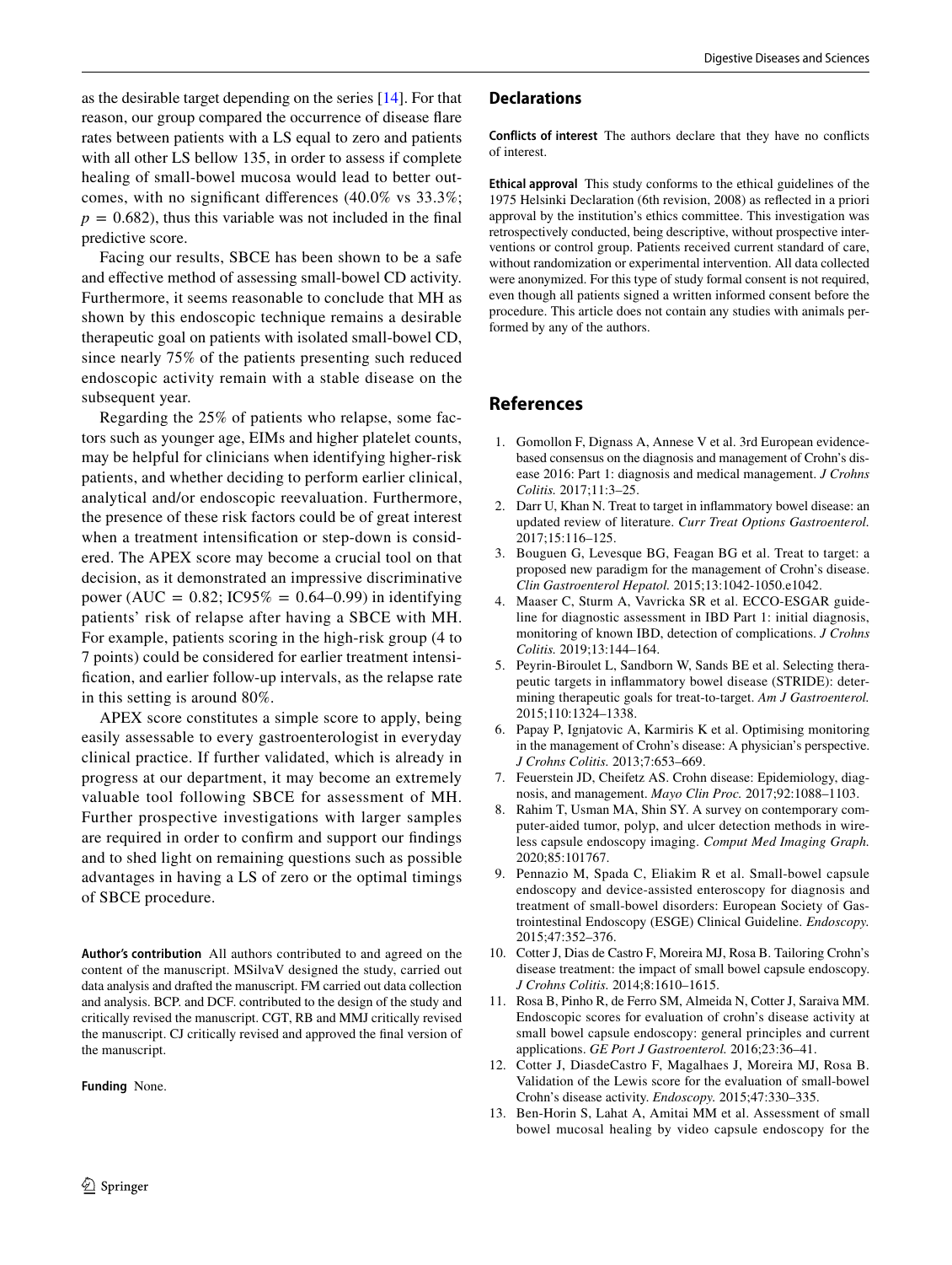as the desirable target depending on the series [14]. For that reason, our group compared the occurrence of disease flare rates between patients with a LS equal to zero and patients with all other LS bellow 135, in order to assess if complete healing of small-bowel mucosa would lead to better outcomes, with no significant differences (40.0% vs 33.3%; $p = 0.682$), thus this variable was not included in the final predictive score.

Facing our results, SBCE has been shown to be a safe and effective method of assessing small-bowel CD activity. Furthermore, it seems reasonable to conclude that MH as shown by this endoscopic technique remains a desirable therapeutic goal on patients with isolated small-bowel CD, since nearly 75% of the patients presenting such reduced endoscopic activity remain with a stable disease on the subsequent year.

Regarding the 25% of patients who relapse, some factors such as younger age, EIMs and higher platelet counts, may be helpful for clinicians when identifying higher-risk patients, and whether deciding to perform earlier clinical, analytical and/or endoscopic reevaluation. Furthermore, the presence of these risk factors could be of great interest when a treatment intensification or step-down is considered. The APEX score may become a crucial tool on that decision, as it demonstrated an impressive discriminative power (AUC = 0.82; IC95% = 0.64–0.99) in identifying patients' risk of relapse after having a SBCE with MH. For example, patients scoring in the high-risk group (4 to 7 points) could be considered for earlier treatment intensification, and earlier follow-up intervals, as the relapse rate in this setting is around 80%.

APEX score constitutes a simple score to apply, being easily assessable to every gastroenterologist in everyday clinical practice. If further validated, which is already in progress at our department, it may become an extremely valuable tool following SBCE for assessment of MH. Further prospective investigations with larger samples are required in order to confirm and support our findings and to shed light on remaining questions such as possible advantages in having a LS of zero or the optimal timings of SBCE procedure.

**Author's contribution** All authors contributed to and agreed on the content of the manuscript. MSilvaV designed the study, carried out data analysis and drafted the manuscript. FM carried out data collection and analysis. BCP. and DCF. contributed to the design of the study and critically revised the manuscript. CGT, RB and MMJ critically revised the manuscript. CJ critically revised and approved the final version of the manuscript.

**Funding** None.

## Declarations

**Conflicts of interest** The authors declare that they have no conflicts of interest.

**Ethical approval** This study conforms to the ethical guidelines of the 1975 Helsinki Declaration (6th revision, 2008) as reflected in a priori approval by the institution's ethics committee. This investigation was retrospectively conducted, being descriptive, without prospective interventions or control group. Patients received current standard of care, without randomization or experimental intervention. All data collected were anonymized. For this type of study formal consent is not required, even though all patients signed a written informed consent before the procedure. This article does not contain any studies with animals performed by any of the authors.

## References

1. Gomollon F, Dignass A, Annese V et al. 3rd European evidence-based consensus on the diagnosis and management of Crohn's disease 2016: Part 1: diagnosis and medical management. *J Crohns Colitis.* 2017;11:3–25.
2. Darr U, Khan N. Treat to target in inflammatory bowel disease: an updated review of literature. *Curr Treat Options Gastroenterol.* 2017;15:116–125.
3. Bouguen G, Levesque BG, Feagan BG et al. Treat to target: a proposed new paradigm for the management of Crohn's disease. *Clin Gastroenterol Hepatol.* 2015;13:1042-1050.e1042.
4. Maaser C, Sturm A, Vavricka SR et al. ECCO-ESGAR guideline for diagnostic assessment in IBD Part 1: initial diagnosis, monitoring of known IBD, detection of complications. *J Crohns Colitis.* 2019;13:144–164.
5. Peyrin-Biroulet L, Sandborn W, Sands BE et al. Selecting therapeutic targets in inflammatory bowel disease (STRIDE): determining therapeutic goals for treat-to-target. *Am J Gastroenterol.* 2015;110:1324–1338.
6. Papay P, Ignjatovic A, Karmiris K et al. Optimising monitoring in the management of Crohn's disease: A physician's perspective. *J Crohns Colitis.* 2013;7:653–669.
7. Feuerstein JD, Cheifetz AS. Crohn disease: Epidemiology, diagnosis, and management. *Mayo Clin Proc.* 2017;92:1088–1103.
8. Rahim T, Usman MA, Shin SY. A survey on contemporary computer-aided tumor, polyp, and ulcer detection methods in wireless capsule endoscopy imaging. *Comput Med Imaging Graph.* 2020;85:101767.
9. Pennazio M, Spada C, Eliakim R et al. Small-bowel capsule endoscopy and device-assisted enteroscopy for diagnosis and treatment of small-bowel disorders: European Society of Gastrointestinal Endoscopy (ESGE) Clinical Guideline. *Endoscopy.* 2015;47:352–376.
10. Cotter J, Dias de Castro F, Moreira MJ, Rosa B. Tailoring Crohn's disease treatment: the impact of small bowel capsule endoscopy. *J Crohns Colitis.* 2014;8:1610–1615.
11. Rosa B, Pinho R, de Ferro SM, Almeida N, Cotter J, Saraiva MM. Endoscopic scores for evaluation of crohn's disease activity at small bowel capsule endoscopy: general principles and current applications. *GE Port J Gastroenterol.* 2016;23:36–41.
12. Cotter J, DiasdeCastro F, Magalhaes J, Moreira MJ, Rosa B. Validation of the Lewis score for the evaluation of small-bowel Crohn's disease activity. *Endoscopy.* 2015;47:330–335.
13. Ben-Horin S, Lahat A, Amitai MM et al. Assessment of small bowel mucosal healing by video capsule endoscopy for the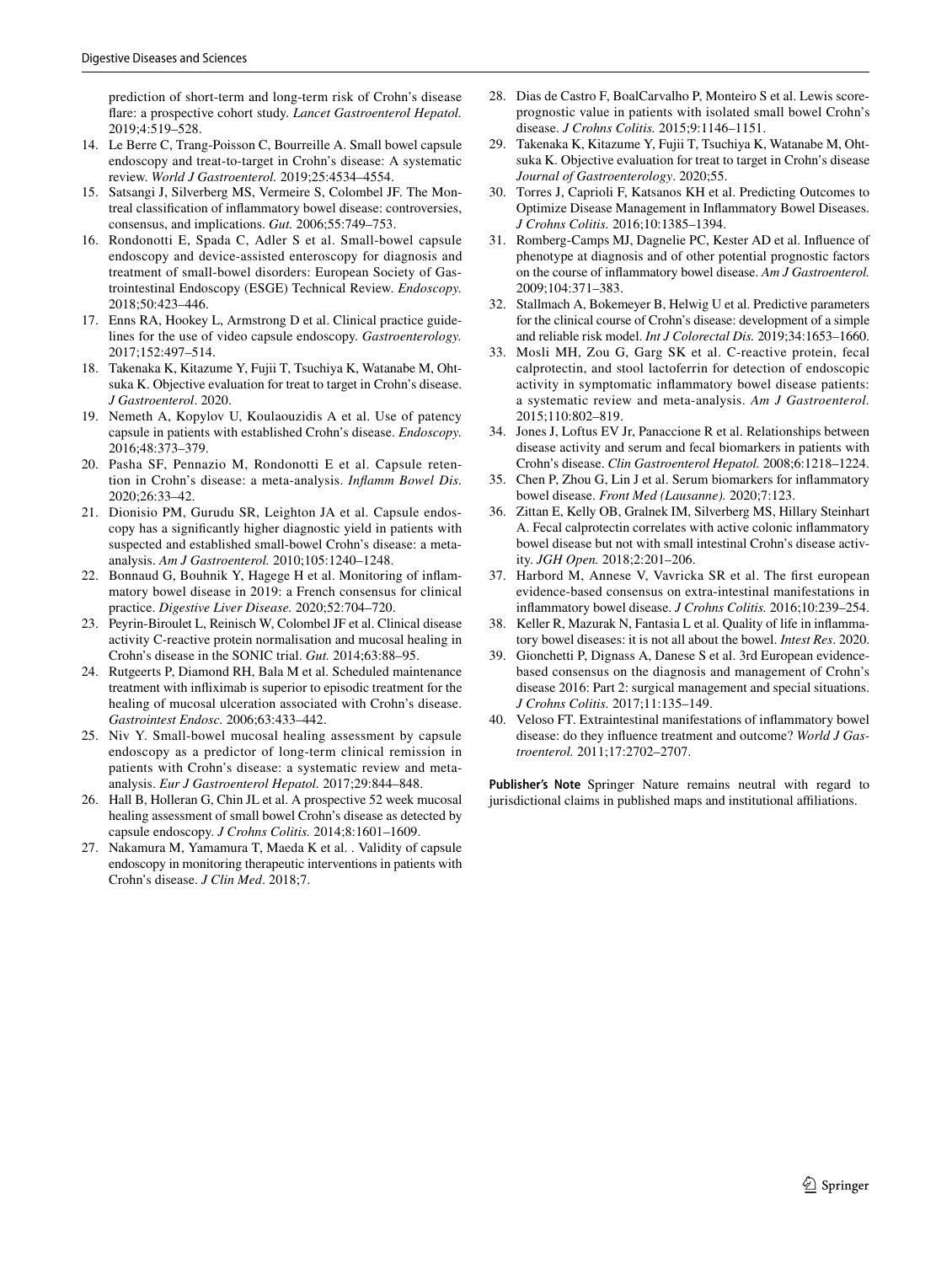prediction of short-term and long-term risk of Crohn's disease flare: a prospective cohort study. *Lancet Gastroenterol Hepatol.* 2019;4:519–528.

14. Le Berre C, Trang-Poisson C, Bourreille A. Small bowel capsule endoscopy and treat-to-target in Crohn's disease: A systematic review. *World J Gastroenterol.* 2019;25:4534–4554.
15. Satsangi J, Silverberg MS, Vermeire S, Colombel JF. The Montreal classification of inflammatory bowel disease: controversies, consensus, and implications. *Gut.* 2006;55:749–753.
16. Rondonotti E, Spada C, Adler S et al. Small-bowel capsule endoscopy and device-assisted enteroscopy for diagnosis and treatment of small-bowel disorders: European Society of Gastrointestinal Endoscopy (ESGE) Technical Review. *Endoscopy.* 2018;50:423–446.
17. Enns RA, Hookey L, Armstrong D et al. Clinical practice guidelines for the use of video capsule endoscopy. *Gastroenterology.* 2017;152:497–514.
18. Takenaka K, Kitazume Y, Fujii T, Tsuchiya K, Watanabe M, Ohtsuka K. Objective evaluation for treat to target in Crohn's disease. *J Gastroenterol*. 2020.
19. Nemeth A, Kopylov U, Koulaouzidis A et al. Use of patency capsule in patients with established Crohn's disease. *Endoscopy.* 2016;48:373–379.
20. Pasha SF, Pennazio M, Rondonotti E et al. Capsule retention in Crohn's disease: a meta-analysis. *Inflamm Bowel Dis.* 2020;26:33–42.
21. Dionisio PM, Gurudu SR, Leighton JA et al. Capsule endoscopy has a significantly higher diagnostic yield in patients with suspected and established small-bowel Crohn's disease: a meta-analysis. *Am J Gastroenterol.* 2010;105:1240–1248.
22. Bonnaud G, Bouhnik Y, Hagege H et al. Monitoring of inflammatory bowel disease in 2019: a French consensus for clinical practice. *Digestive Liver Disease.* 2020;52:704–720.
23. Peyrin-Biroulet L, Reinisch W, Colombel JF et al. Clinical disease activity C-reactive protein normalisation and mucosal healing in Crohn's disease in the SONIC trial. *Gut.* 2014;63:88–95.
24. Rutgeerts P, Diamond RH, Bala M et al. Scheduled maintenance treatment with infliximab is superior to episodic treatment for the healing of mucosal ulceration associated with Crohn's disease. *Gastrointest Endosc.* 2006;63:433–442.
25. Niv Y. Small-bowel mucosal healing assessment by capsule endoscopy as a predictor of long-term clinical remission in patients with Crohn's disease: a systematic review and meta-analysis. *Eur J Gastroenterol Hepatol.* 2017;29:844–848.
26. Hall B, Holleran G, Chin JL et al. A prospective 52 week mucosal healing assessment of small bowel Crohn's disease as detected by capsule endoscopy. *J Crohns Colitis.* 2014;8:1601–1609.
27. Nakamura M, Yamamura T, Maeda K et al. . Validity of capsule endoscopy in monitoring therapeutic interventions in patients with Crohn's disease. *J Clin Med*. 2018;7.
28. Dias de Castro F, BoalCarvalho P, Monteiro S et al. Lewis score-prognostic value in patients with isolated small bowel Crohn's disease. *J Crohns Colitis.* 2015;9:1146–1151.
29. Takenaka K, Kitazume Y, Fujii T, Tsuchiya K, Watanabe M, Ohtsuka K. Objective evaluation for treat to target in Crohn's disease *Journal of Gastroenterology*. 2020;55.
30. Torres J, Caprioli F, Katsanos KH et al. Predicting Outcomes to Optimize Disease Management in Inflammatory Bowel Diseases. *J Crohns Colitis.* 2016;10:1385–1394.
31. Romberg-Camps MJ, Dagnelie PC, Kester AD et al. Influence of phenotype at diagnosis and of other potential prognostic factors on the course of inflammatory bowel disease. *Am J Gastroenterol.* 2009;104:371–383.
32. Stallmach A, Bokemeyer B, Helwig U et al. Predictive parameters for the clinical course of Crohn's disease: development of a simple and reliable risk model. *Int J Colorectal Dis.* 2019;34:1653–1660.
33. Mosli MH, Zou G, Garg SK et al. C-reactive protein, fecal calprotectin, and stool lactoferrin for detection of endoscopic activity in symptomatic inflammatory bowel disease patients: a systematic review and meta-analysis. *Am J Gastroenterol.* 2015;110:802–819.
34. Jones J, Loftus EV Jr, Panaccione R et al. Relationships between disease activity and serum and fecal biomarkers in patients with Crohn's disease. *Clin Gastroenterol Hepatol.* 2008;6:1218–1224.
35. Chen P, Zhou G, Lin J et al. Serum biomarkers for inflammatory bowel disease. *Front Med (Lausanne).* 2020;7:123.
36. Zittan E, Kelly OB, Gralnek IM, Silverberg MS, Hillary Steinhart A. Fecal calprotectin correlates with active colonic inflammatory bowel disease but not with small intestinal Crohn's disease activity. *JGH Open.* 2018;2:201–206.
37. Harbord M, Annese V, Vavricka SR et al. The first european evidence-based consensus on extra-intestinal manifestations in inflammatory bowel disease. *J Crohns Colitis.* 2016;10:239–254.
38. Keller R, Mazurak N, Fantasia L et al. Quality of life in inflammatory bowel diseases: it is not all about the bowel. *Intest Res*. 2020.
39. Gionchetti P, Dignass A, Danese S et al. 3rd European evidence-based consensus on the diagnosis and management of Crohn's disease 2016: Part 2: surgical management and special situations. *J Crohns Colitis.* 2017;11:135–149.
40. Veloso FT. Extraintestinal manifestations of inflammatory bowel disease: do they influence treatment and outcome? *World J Gastroenterol.* 2011;17:2702–2707.

**Publisher's Note** Springer Nature remains neutral with regard to jurisdictional claims in published maps and institutional affiliations.